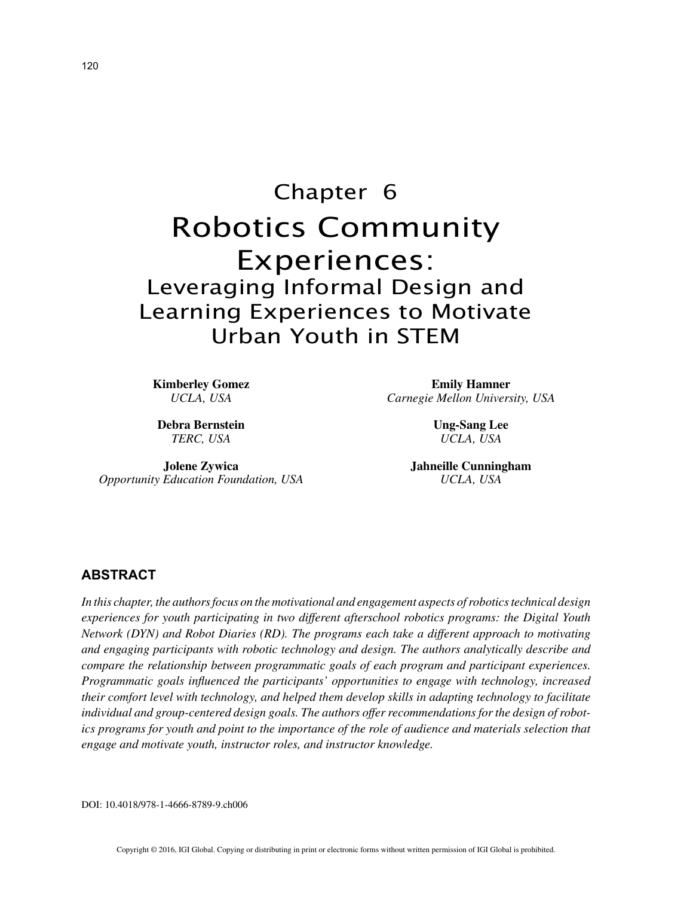# Chapter 6

# Robotics Community Experiences:

## Leveraging Informal Design and Learning Experiences to Motivate Urban Youth in STEM

**Kimberley Gomez**
*UCLA, USA*

**Debra Bernstein**
*TERC, USA*

**Jolene Zywica**
*Opportunity Education Foundation, USA*

**Emily Hamner**
*Carnegie Mellon University, USA*

**Ung-Sang Lee**
*UCLA, USA*

**Jahneille Cunningham**
*UCLA, USA*

### ABSTRACT

*In this chapter, the authors focus on the motivational and engagement aspects of robotics technical design experiences for youth participating in two different afterschool robotics programs: the Digital Youth Network (DYN) and Robot Diaries (RD). The programs each take a different approach to motivating and engaging participants with robotic technology and design. The authors analytically describe and compare the relationship between programmatic goals of each program and participant experiences. Programmatic goals influenced the participants' opportunities to engage with technology, increased their comfort level with technology, and helped them develop skills in adapting technology to facilitate individual and group-centered design goals. The authors offer recommendations for the design of robotics programs for youth and point to the importance of the role of audience and materials selection that engage and motivate youth, instructor roles, and instructor knowledge.*

DOI: 10.4018/978-1-4666-8789-9.ch006

Copyright © 2016, IGI Global. Copying or distributing in print or electronic forms without written permission of IGI Global is prohibited.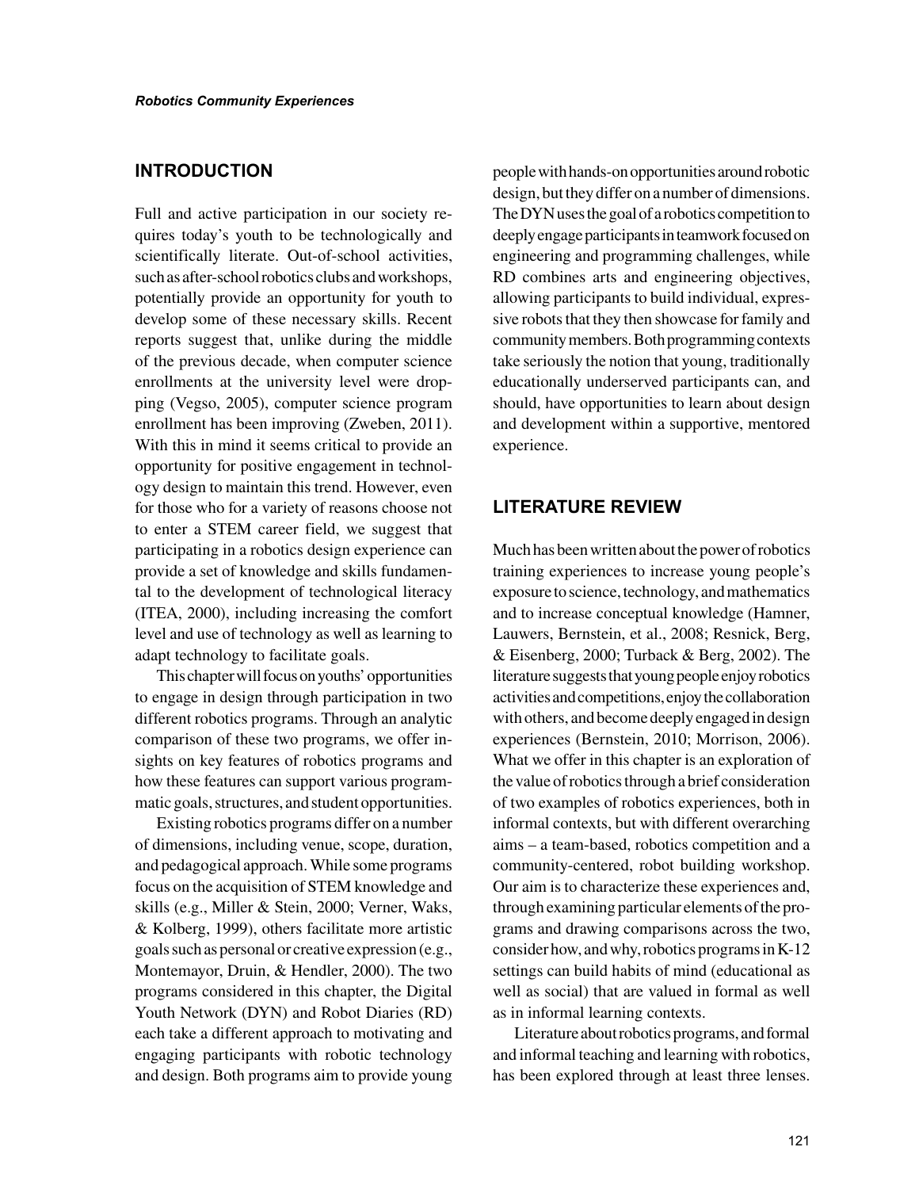## INTRODUCTION

Full and active participation in our society requires today's youth to be technologically and scientifically literate. Out-of-school activities, such as after-school robotics clubs and workshops, potentially provide an opportunity for youth to develop some of these necessary skills. Recent reports suggest that, unlike during the middle of the previous decade, when computer science enrollments at the university level were dropping (Vegso, 2005), computer science program enrollment has been improving (Zweben, 2011). With this in mind it seems critical to provide an opportunity for positive engagement in technology design to maintain this trend. However, even for those who for a variety of reasons choose not to enter a STEM career field, we suggest that participating in a robotics design experience can provide a set of knowledge and skills fundamental to the development of technological literacy (ITEA, 2000), including increasing the comfort level and use of technology as well as learning to adapt technology to facilitate goals.

This chapter will focus on youths' opportunities to engage in design through participation in two different robotics programs. Through an analytic comparison of these two programs, we offer insights on key features of robotics programs and how these features can support various programmatic goals, structures, and student opportunities.

Existing robotics programs differ on a number of dimensions, including venue, scope, duration, and pedagogical approach. While some programs focus on the acquisition of STEM knowledge and skills (e.g., Miller & Stein, 2000; Verner, Waks, & Kolberg, 1999), others facilitate more artistic goals such as personal or creative expression (e.g., Montemayor, Druin, & Hendler, 2000). The two programs considered in this chapter, the Digital Youth Network (DYN) and Robot Diaries (RD) each take a different approach to motivating and engaging participants with robotic technology and design. Both programs aim to provide young people with hands-on opportunities around robotic design, but they differ on a number of dimensions. The DYN uses the goal of a robotics competition to deeply engage participants in teamwork focused on engineering and programming challenges, while RD combines arts and engineering objectives, allowing participants to build individual, expressive robots that they then showcase for family and community members. Both programming contexts take seriously the notion that young, traditionally educationally underserved participants can, and should, have opportunities to learn about design and development within a supportive, mentored experience.

## LITERATURE REVIEW

Much has been written about the power of robotics training experiences to increase young people's exposure to science, technology, and mathematics and to increase conceptual knowledge (Hamner, Lauwers, Bernstein, et al., 2008; Resnick, Berg, & Eisenberg, 2000; Turback & Berg, 2002). The literature suggests that young people enjoy robotics activities and competitions, enjoy the collaboration with others, and become deeply engaged in design experiences (Bernstein, 2010; Morrison, 2006). What we offer in this chapter is an exploration of the value of robotics through a brief consideration of two examples of robotics experiences, both in informal contexts, but with different overarching aims – a team-based, robotics competition and a community-centered, robot building workshop. Our aim is to characterize these experiences and, through examining particular elements of the programs and drawing comparisons across the two, consider how, and why, robotics programs in K-12 settings can build habits of mind (educational as well as social) that are valued in formal as well as in informal learning contexts.

Literature about robotics programs, and formal and informal teaching and learning with robotics, has been explored through at least three lenses.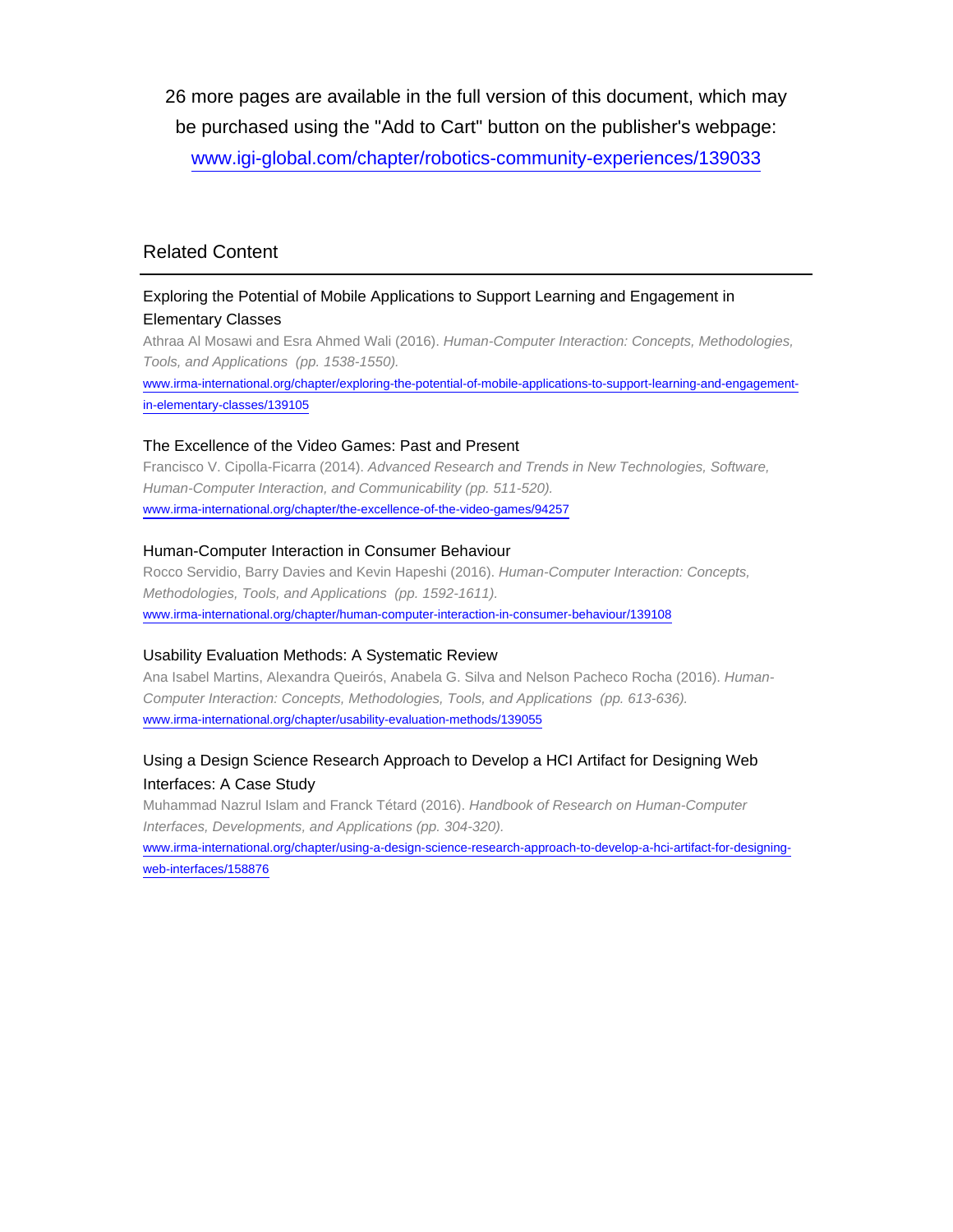26 more pages are available in the full version of this document, which may be purchased using the "Add to Cart" button on the publisher's webpage:
www.igi-global.com/chapter/robotics-community-experiences/139033

## Related Content

Exploring the Potential of Mobile Applications to Support Learning and Engagement in Elementary Classes
Athraa Al Mosawi and Esra Ahmed Wali (2016). *Human-Computer Interaction: Concepts, Methodologies, Tools, and Applications (pp. 1538-1550).*
www.irma-international.org/chapter/exploring-the-potential-of-mobile-applications-to-support-learning-and-engagement-in-elementary-classes/139105

The Excellence of the Video Games: Past and Present
Francisco V. Cipolla-Ficarra (2014). *Advanced Research and Trends in New Technologies, Software, Human-Computer Interaction, and Communicability (pp. 511-520).*
www.irma-international.org/chapter/the-excellence-of-the-video-games/94257

Human-Computer Interaction in Consumer Behaviour
Rocco Servidio, Barry Davies and Kevin Hapeshi (2016). *Human-Computer Interaction: Concepts, Methodologies, Tools, and Applications (pp. 1592-1611).*
www.irma-international.org/chapter/human-computer-interaction-in-consumer-behaviour/139108

Usability Evaluation Methods: A Systematic Review
Ana Isabel Martins, Alexandra Queirós, Anabela G. Silva and Nelson Pacheco Rocha (2016). *Human-Computer Interaction: Concepts, Methodologies, Tools, and Applications (pp. 613-636).*
www.irma-international.org/chapter/usability-evaluation-methods/139055

Using a Design Science Research Approach to Develop a HCI Artifact for Designing Web Interfaces: A Case Study
Muhammad Nazrul Islam and Franck Tétard (2016). *Handbook of Research on Human-Computer Interfaces, Developments, and Applications (pp. 304-320).*
www.irma-international.org/chapter/using-a-design-science-research-approach-to-develop-a-hci-artifact-for-designing-web-interfaces/158876